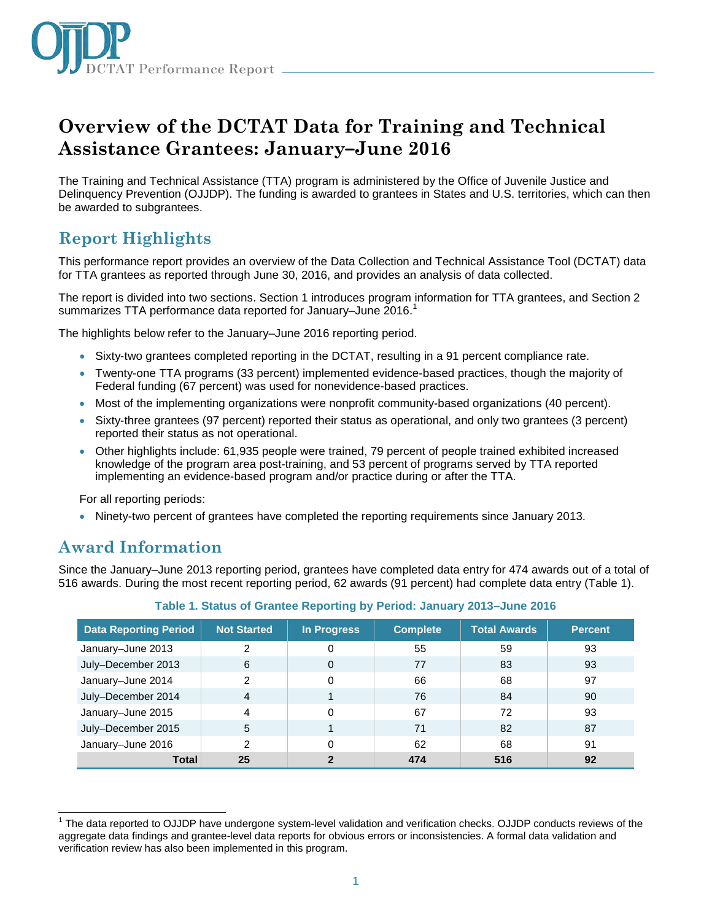# Overview of the DCTAT Data for Training and Technical Assistance Grantees: January–June 2016

The Training and Technical Assistance (TTA) program is administered by the Office of Juvenile Justice and Delinquency Prevention (OJJDP). The funding is awarded to grantees in States and U.S. territories, which can then be awarded to subgrantees.

## Report Highlights

This performance report provides an overview of the Data Collection and Technical Assistance Tool (DCTAT) data for TTA grantees as reported through June 30, 2016, and provides an analysis of data collected.

The report is divided into two sections. Section 1 introduces program information for TTA grantees, and Section 2 summarizes TTA performance data reported for January–June 2016.[1]

The highlights below refer to the January–June 2016 reporting period.

- Sixty-two grantees completed reporting in the DCTAT, resulting in a 91 percent compliance rate.
- Twenty-one TTA programs (33 percent) implemented evidence-based practices, though the majority of Federal funding (67 percent) was used for nonevidence-based practices.
- Most of the implementing organizations were nonprofit community-based organizations (40 percent).
- Sixty-three grantees (97 percent) reported their status as operational, and only two grantees (3 percent) reported their status as not operational.
- Other highlights include: 61,935 people were trained, 79 percent of people trained exhibited increased knowledge of the program area post-training, and 53 percent of programs served by TTA reported implementing an evidence-based program and/or practice during or after the TTA.

For all reporting periods:

- Ninety-two percent of grantees have completed the reporting requirements since January 2013.

## Award Information

Since the January–June 2013 reporting period, grantees have completed data entry for 474 awards out of a total of 516 awards. During the most recent reporting period, 62 awards (91 percent) had complete data entry (Table 1).

**Table 1. Status of Grantee Reporting by Period: January 2013–June 2016**

| Data Reporting Period | Not Started | In Progress | Complete | Total Awards | Percent |
|---|---|---|---|---|---|
| January–June 2013 | 2 | 0 | 55 | 59 | 93 |
| July–December 2013 | 6 | 0 | 77 | 83 | 93 |
| January–June 2014 | 2 | 0 | 66 | 68 | 97 |
| July–December 2014 | 4 | 1 | 76 | 84 | 90 |
| January–June 2015 | 4 | 0 | 67 | 72 | 93 |
| July–December 2015 | 5 | 1 | 71 | 82 | 87 |
| January–June 2016 | 2 | 0 | 62 | 68 | 91 |
| **Total** | **25** | **2** | **474** | **516** | **92** |

[1] The data reported to OJJDP have undergone system-level validation and verification checks. OJJDP conducts reviews of the aggregate data findings and grantee-level data reports for obvious errors or inconsistencies. A formal data validation and verification review has also been implemented in this program.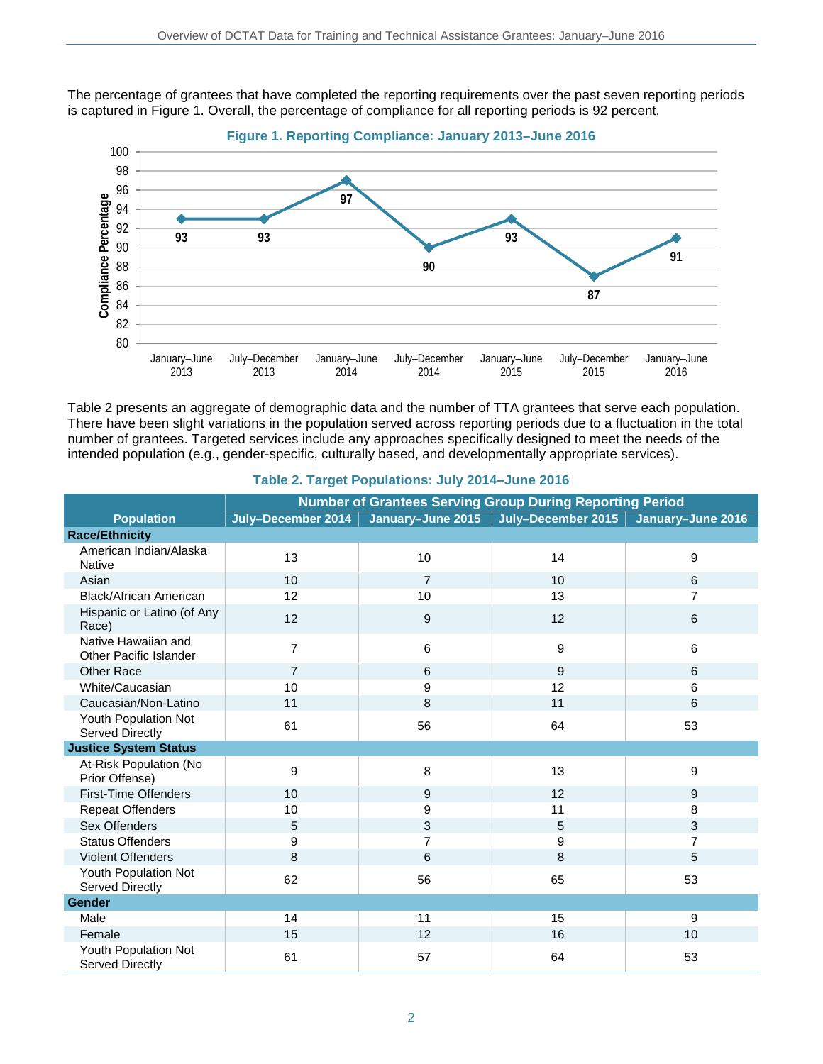The percentage of grantees that have completed the reporting requirements over the past seven reporting periods is captured in Figure 1. Overall, the percentage of compliance for all reporting periods is 92 percent.

**Figure 1. Reporting Compliance: January 2013–June 2016**

| Reporting Period | Compliance Percentage |
|---|---|
| January–June 2013 | 93 |
| July–December 2013 | 93 |
| January–June 2014 | 97 |
| July–December 2014 | 90 |
| January–June 2015 | 93 |
| July–December 2015 | 87 |
| January–June 2016 | 91 |

Table 2 presents an aggregate of demographic data and the number of TTA grantees that serve each population. There have been slight variations in the population served across reporting periods due to a fluctuation in the total number of grantees. Targeted services include any approaches specifically designed to meet the needs of the intended population (e.g., gender-specific, culturally based, and developmentally appropriate services).

**Table 2. Target Populations: July 2014–June 2016**

| Population | Number of Grantees Serving Group During Reporting Period | | | |
|---|---|---|---|---|
| | July–December 2014 | January–June 2015 | July–December 2015 | January–June 2016 |
| **Race/Ethnicity** | | | | |
| American Indian/Alaska Native | 13 | 10 | 14 | 9 |
| Asian | 10 | 7 | 10 | 6 |
| Black/African American | 12 | 10 | 13 | 7 |
| Hispanic or Latino (of Any Race) | 12 | 9 | 12 | 6 |
| Native Hawaiian and Other Pacific Islander | 7 | 6 | 9 | 6 |
| Other Race | 7 | 6 | 9 | 6 |
| White/Caucasian | 10 | 9 | 12 | 6 |
| Caucasian/Non-Latino | 11 | 8 | 11 | 6 |
| Youth Population Not Served Directly | 61 | 56 | 64 | 53 |
| **Justice System Status** | | | | |
| At-Risk Population (No Prior Offense) | 9 | 8 | 13 | 9 |
| First-Time Offenders | 10 | 9 | 12 | 9 |
| Repeat Offenders | 10 | 9 | 11 | 8 |
| Sex Offenders | 5 | 3 | 5 | 3 |
| Status Offenders | 9 | 7 | 9 | 7 |
| Violent Offenders | 8 | 6 | 8 | 5 |
| Youth Population Not Served Directly | 62 | 56 | 65 | 53 |
| **Gender** | | | | |
| Male | 14 | 11 | 15 | 9 |
| Female | 15 | 12 | 16 | 10 |
| Youth Population Not Served Directly | 61 | 57 | 64 | 53 |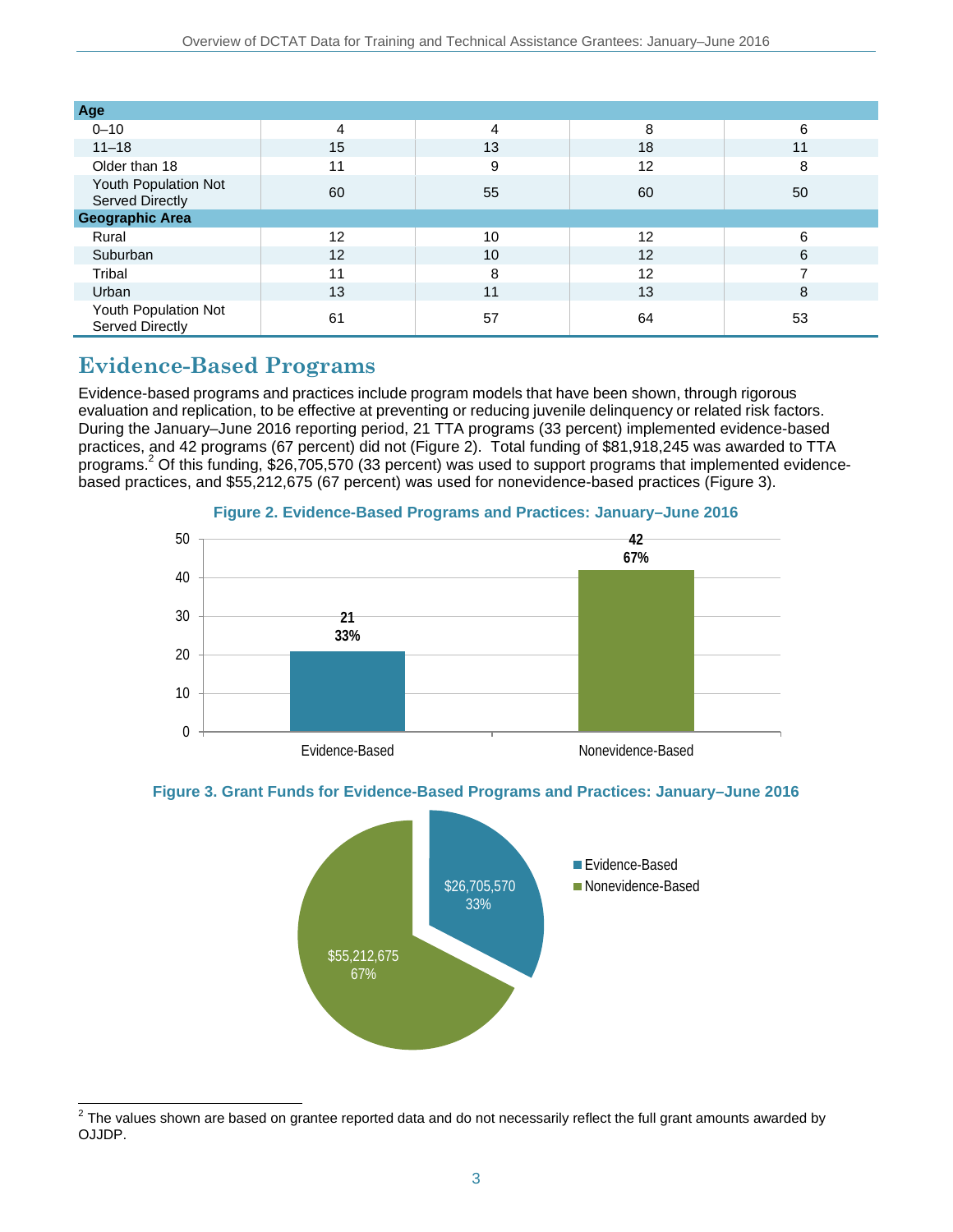| | | | | |
|---|---|---|---|---|
| **Age** | | | | |
| 0–10 | 4 | 4 | 8 | 6 |
| 11–18 | 15 | 13 | 18 | 11 |
| Older than 18 | 11 | 9 | 12 | 8 |
| Youth Population Not Served Directly | 60 | 55 | 60 | 50 |
| **Geographic Area** | | | | |
| Rural | 12 | 10 | 12 | 6 |
| Suburban | 12 | 10 | 12 | 6 |
| Tribal | 11 | 8 | 12 | 7 |
| Urban | 13 | 11 | 13 | 8 |
| Youth Population Not Served Directly | 61 | 57 | 64 | 53 |

## Evidence-Based Programs

Evidence-based programs and practices include program models that have been shown, through rigorous evaluation and replication, to be effective at preventing or reducing juvenile delinquency or related risk factors. During the January–June 2016 reporting period, 21 TTA programs (33 percent) implemented evidence-based practices, and 42 programs (67 percent) did not (Figure 2). Total funding of $81,918,245 was awarded to TTA programs.[2] Of this funding, $26,705,570 (33 percent) was used to support programs that implemented evidence-based practices, and $55,212,675 (67 percent) was used for nonevidence-based practices (Figure 3).

**Figure 2. Evidence-Based Programs and Practices: January–June 2016**

| | Number | Percent |
|---|---|---|
| Evidence-Based | 21 | 33% |
| Nonevidence-Based | 42 | 67% |

**Figure 3. Grant Funds for Evidence-Based Programs and Practices: January–June 2016**

| | Funds | Percent |
|---|---|---|
| Evidence-Based | $26,705,570 | 33% |
| Nonevidence-Based | $55,212,675 | 67% |

[2] The values shown are based on grantee reported data and do not necessarily reflect the full grant amounts awarded by OJJDP.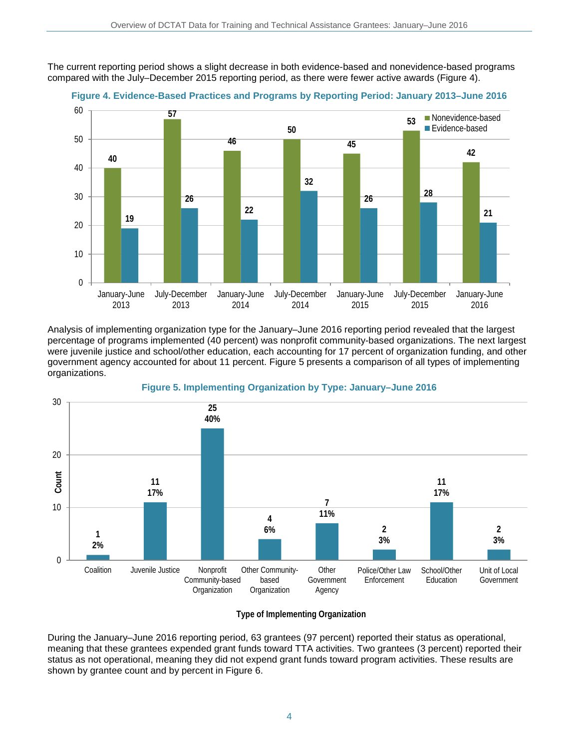The current reporting period shows a slight decrease in both evidence-based and nonevidence-based programs compared with the July–December 2015 reporting period, as there were fewer active awards (Figure 4).

**Figure 4. Evidence-Based Practices and Programs by Reporting Period: January 2013–June 2016**

| Reporting Period | Nonevidence-based | Evidence-based |
|---|---|---|
| January-June 2013 | 40 | 19 |
| July-December 2013 | 57 | 26 |
| January-June 2014 | 46 | 22 |
| July-December 2014 | 50 | 32 |
| January-June 2015 | 45 | 26 |
| July-December 2015 | 53 | 28 |
| January-June 2016 | 42 | 21 |

Analysis of implementing organization type for the January–June 2016 reporting period revealed that the largest percentage of programs implemented (40 percent) was nonprofit community-based organizations. The next largest were juvenile justice and school/other education, each accounting for 17 percent of organization funding, and other government agency accounted for about 11 percent. Figure 5 presents a comparison of all types of implementing organizations.

**Figure 5. Implementing Organization by Type: January–June 2016**

| Type of Implementing Organization | Count | Percent |
|---|---|---|
| Coalition | 1 | 2% |
| Juvenile Justice | 11 | 17% |
| Nonprofit Community-based Organization | 25 | 40% |
| Other Community-based Organization | 4 | 6% |
| Other Government Agency | 7 | 11% |
| Police/Other Law Enforcement | 2 | 3% |
| School/Other Education | 11 | 17% |
| Unit of Local Government | 2 | 3% |

During the January–June 2016 reporting period, 63 grantees (97 percent) reported their status as operational, meaning that these grantees expended grant funds toward TTA activities. Two grantees (3 percent) reported their status as not operational, meaning they did not expend grant funds toward program activities. These results are shown by grantee count and by percent in Figure 6.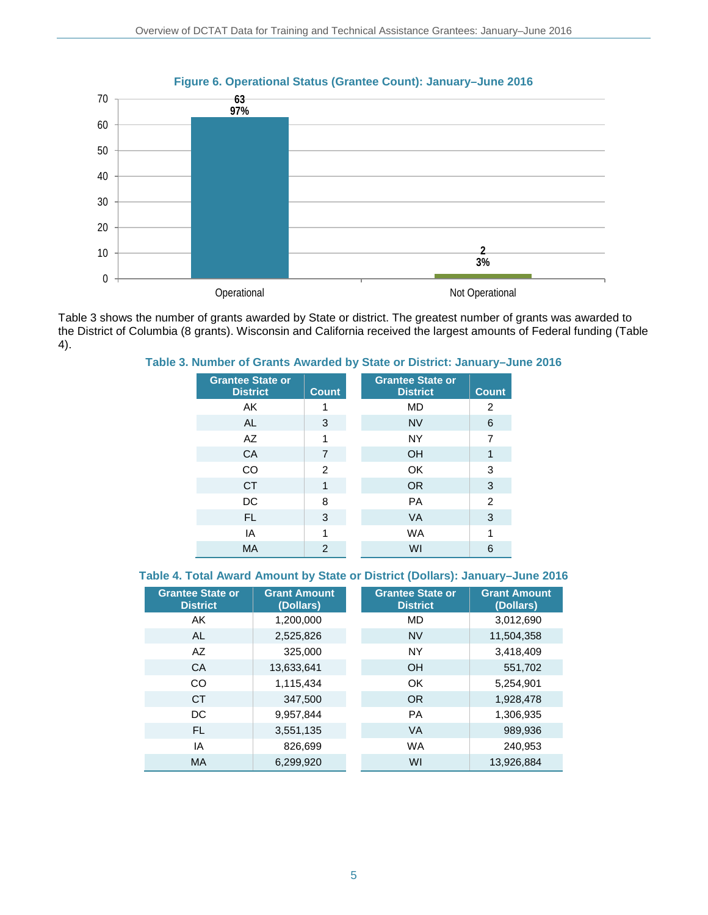**Figure 6. Operational Status (Grantee Count): January–June 2016**

| Status | Count | Percent |
|---|---|---|
| Operational | 63 | 97% |
| Not Operational | 2 | 3% |

Table 3 shows the number of grants awarded by State or district. The greatest number of grants was awarded to the District of Columbia (8 grants). Wisconsin and California received the largest amounts of Federal funding (Table 4).

**Table 3. Number of Grants Awarded by State or District: January–June 2016**

| Grantee State or District | Count | Grantee State or District | Count |
|---|---|---|---|
| AK | 1 | MD | 2 |
| AL | 3 | NV | 6 |
| AZ | 1 | NY | 7 |
| CA | 7 | OH | 1 |
| CO | 2 | OK | 3 |
| CT | 1 | OR | 3 |
| DC | 8 | PA | 2 |
| FL | 3 | VA | 3 |
| IA | 1 | WA | 1 |
| MA | 2 | WI | 6 |

**Table 4. Total Award Amount by State or District (Dollars): January–June 2016**

| Grantee State or District | Grant Amount (Dollars) | Grantee State or District | Grant Amount (Dollars) |
|---|---|---|---|
| AK | 1,200,000 | MD | 3,012,690 |
| AL | 2,525,826 | NV | 11,504,358 |
| AZ | 325,000 | NY | 3,418,409 |
| CA | 13,633,641 | OH | 551,702 |
| CO | 1,115,434 | OK | 5,254,901 |
| CT | 347,500 | OR | 1,928,478 |
| DC | 9,957,844 | PA | 1,306,935 |
| FL | 3,551,135 | VA | 989,936 |
| IA | 826,699 | WA | 240,953 |
| MA | 6,299,920 | WI | 13,926,884 |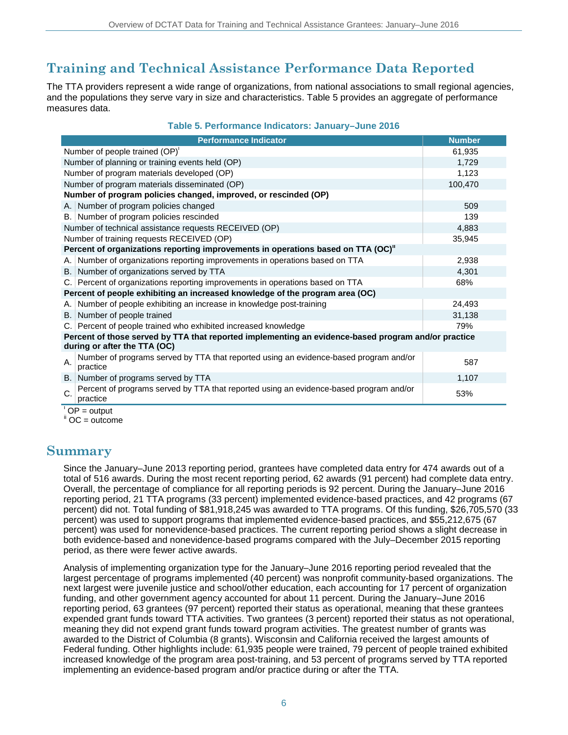## Training and Technical Assistance Performance Data Reported

The TTA providers represent a wide range of organizations, from national associations to small regional agencies, and the populations they serve vary in size and characteristics. Table 5 provides an aggregate of performance measures data.

**Table 5. Performance Indicators: January–June 2016**

| Performance Indicator | Number |
| --- | --- |
| Number of people trained (OP)[i] | 61,935 |
| Number of planning or training events held (OP) | 1,729 |
| Number of program materials developed (OP) | 1,123 |
| Number of program materials disseminated (OP) | 100,470 |
| **Number of program policies changed, improved, or rescinded (OP)** | |
| A. Number of program policies changed | 509 |
| B. Number of program policies rescinded | 139 |
| Number of technical assistance requests RECEIVED (OP) | 4,883 |
| Number of training requests RECEIVED (OP) | 35,945 |
| **Percent of organizations reporting improvements in operations based on TTA (OC)[ii]** | |
| A. Number of organizations reporting improvements in operations based on TTA | 2,938 |
| B. Number of organizations served by TTA | 4,301 |
| C. Percent of organizations reporting improvements in operations based on TTA | 68% |
| **Percent of people exhibiting an increased knowledge of the program area (OC)** | |
| A. Number of people exhibiting an increase in knowledge post-training | 24,493 |
| B. Number of people trained | 31,138 |
| C. Percent of people trained who exhibited increased knowledge | 79% |
| **Percent of those served by TTA that reported implementing an evidence-based program and/or practice during or after the TTA (OC)** | |
| A. Number of programs served by TTA that reported using an evidence-based program and/or practice | 587 |
| B. Number of programs served by TTA | 1,107 |
| C. Percent of programs served by TTA that reported using an evidence-based program and/or practice | 53% |

[i] OP = output
[ii] OC = outcome

## Summary

Since the January–June 2013 reporting period, grantees have completed data entry for 474 awards out of a total of 516 awards. During the most recent reporting period, 62 awards (91 percent) had complete data entry. Overall, the percentage of compliance for all reporting periods is 92 percent. During the January–June 2016 reporting period, 21 TTA programs (33 percent) implemented evidence-based practices, and 42 programs (67 percent) did not. Total funding of $81,918,245 was awarded to TTA programs. Of this funding, $26,705,570 (33 percent) was used to support programs that implemented evidence-based practices, and $55,212,675 (67 percent) was used for nonevidence-based practices. The current reporting period shows a slight decrease in both evidence-based and nonevidence-based programs compared with the July–December 2015 reporting period, as there were fewer active awards.

Analysis of implementing organization type for the January–June 2016 reporting period revealed that the largest percentage of programs implemented (40 percent) was nonprofit community-based organizations. The next largest were juvenile justice and school/other education, each accounting for 17 percent of organization funding, and other government agency accounted for about 11 percent. During the January–June 2016 reporting period, 63 grantees (97 percent) reported their status as operational, meaning that these grantees expended grant funds toward TTA activities. Two grantees (3 percent) reported their status as not operational, meaning they did not expend grant funds toward program activities. The greatest number of grants was awarded to the District of Columbia (8 grants). Wisconsin and California received the largest amounts of Federal funding. Other highlights include: 61,935 people were trained, 79 percent of people trained exhibited increased knowledge of the program area post-training, and 53 percent of programs served by TTA reported implementing an evidence-based program and/or practice during or after the TTA.